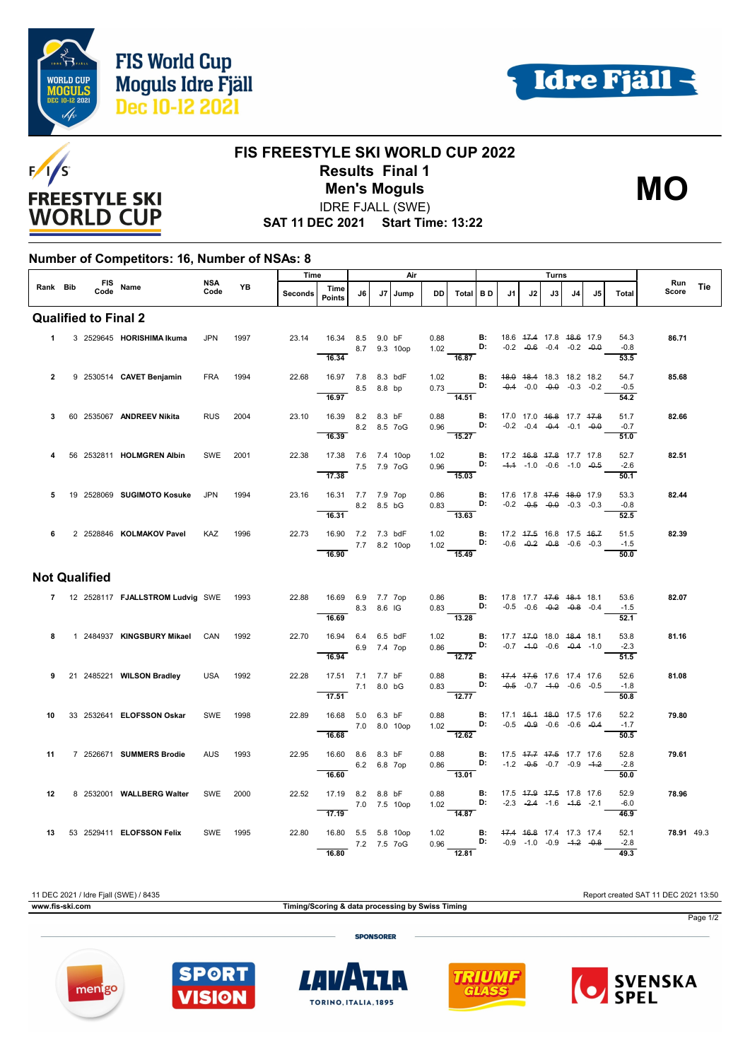# FIS World Cup Moguls Idre Fjäll Dec 10-12 2021

## FIS FREESTYLE SKI WORLD CUP 2022

### Results Final 1

### Men's Moguls

IDRE FJALL (SWE)

**SAT 11 DEC 2021 Start Time: 13:22**

**MO**

**Number of Competitors: 16, Number of NSAs: 8**

| Rank | Bib | FIS Code | Name | NSA Code | YB | Seconds | Time Points | J6 | J7 | Jump | DD | Total | B D | J1 | J2 | J3 | J4 | J5 | Total | Run Score | Tie |
|---|---|---|---|---|---|---|---|---|---|---|---|---|---|---|---|---|---|---|---|---|---|
| **Qualified to Final 2** | | | | | | | | | | | | | | | | | | | | | |
| 1 | 3 | 2529645 | **HORISHIMA Ikuma** | JPN | 1997 | 23.14 | 16.34 | 8.5 | 9.0 | bF | 0.88 | | B: | 18.6 | ~~17.4~~ | 17.8 | ~~18.6~~ | 17.9 | 54.3 | **86.71** | |
| | | | | | | | | 8.7 | 9.3 | 10op | 1.02 | | D: | -0.2 | ~~-0.6~~ | -0.4 | -0.2 | ~~-0.0~~ | -0.8 | | |
| | | | | | | | 16.34 | | | | | 16.87 | | | | | | | 53.5 | | |
| 2 | 9 | 2530514 | **CAVET Benjamin** | FRA | 1994 | 22.68 | 16.97 | 7.8 | 8.3 | bdF | 1.02 | | B: | ~~18.0~~ | ~~18.4~~ | 18.3 | 18.2 | 18.2 | 54.7 | **85.68** | |
| | | | | | | | | 8.5 | 8.8 | bp | 0.73 | | D: | ~~-0.4~~ | -0.0 | ~~-0.0~~ | -0.3 | -0.2 | -0.5 | | |
| | | | | | | | 16.97 | | | | | 14.51 | | | | | | | 54.2 | | |
| 3 | 60 | 2535067 | **ANDREEV Nikita** | RUS | 2004 | 23.10 | 16.39 | 8.2 | 8.3 | bF | 0.88 | | B: | 17.0 | 17.0 | ~~16.8~~ | 17.7 | ~~17.8~~ | 51.7 | **82.66** | |
| | | | | | | | | 8.2 | 8.5 | 7oG | 0.96 | | D: | -0.2 | -0.4 | ~~-0.4~~ | -0.1 | ~~-0.0~~ | -0.7 | | |
| | | | | | | | 16.39 | | | | | 15.27 | | | | | | | 51.0 | | |
| 4 | 56 | 2532811 | **HOLMGREN Albin** | SWE | 2001 | 22.38 | 17.38 | 7.6 | 7.4 | 10op | 1.02 | | B: | 17.2 | ~~16.8~~ | ~~17.8~~ | 17.7 | 17.8 | 52.7 | **82.51** | |
| | | | | | | | | 7.5 | 7.9 | 7oG | 0.96 | | D: | ~~-1.1~~ | -1.0 | -0.6 | -1.0 | ~~-0.5~~ | -2.6 | | |
| | | | | | | | 17.38 | | | | | 15.03 | | | | | | | 50.1 | | |
| 5 | 19 | 2528069 | **SUGIMOTO Kosuke** | JPN | 1994 | 23.16 | 16.31 | 7.7 | 7.9 | 7op | 0.86 | | B: | 17.6 | 17.8 | ~~17.6~~ | ~~18.0~~ | 17.9 | 53.3 | **82.44** | |
| | | | | | | | | 8.2 | 8.5 | bG | 0.83 | | D: | -0.2 | ~~-0.5~~ | ~~-0.0~~ | -0.3 | -0.3 | -0.8 | | |
| | | | | | | | 16.31 | | | | | 13.63 | | | | | | | 52.5 | | |
| 6 | 2 | 2528846 | **KOLMAKOV Pavel** | KAZ | 1996 | 22.73 | 16.90 | 7.2 | 7.3 | bdF | 1.02 | | B: | 17.2 | ~~17.5~~ | 16.8 | 17.5 | ~~16.7~~ | 51.5 | **82.39** | |
| | | | | | | | | 7.7 | 8.2 | 10op | 1.02 | | D: | -0.6 | ~~-0.2~~ | ~~-0.8~~ | -0.6 | -0.3 | -1.5 | | |
| | | | | | | | 16.90 | | | | | 15.49 | | | | | | | 50.0 | | |
| **Not Qualified** | | | | | | | | | | | | | | | | | | | | | |
| 7 | 12 | 2528117 | **FJALLSTROM Ludvig** | SWE | 1993 | 22.88 | 16.69 | 6.9 | 7.7 | 7op | 0.86 | | B: | 17.8 | 17.7 | ~~17.6~~ | ~~18.1~~ | 18.1 | 53.6 | **82.07** | |
| | | | | | | | | 8.3 | 8.6 | lG | 0.83 | | D: | -0.5 | -0.6 | ~~-0.2~~ | ~~-0.8~~ | -0.4 | -1.5 | | |
| | | | | | | | 16.69 | | | | | 13.28 | | | | | | | 52.1 | | |
| 8 | 1 | 2484937 | **KINGSBURY Mikael** | CAN | 1992 | 22.70 | 16.94 | 6.4 | 6.5 | bdF | 1.02 | | B: | 17.7 | ~~17.0~~ | 18.0 | ~~18.4~~ | 18.1 | 53.8 | **81.16** | |
| | | | | | | | | 6.9 | 7.4 | 7op | 0.86 | | D: | -0.7 | ~~-1.0~~ | -0.6 | ~~-0.4~~ | -1.0 | -2.3 | | |
| | | | | | | | 16.94 | | | | | 12.72 | | | | | | | 51.5 | | |
| 9 | 21 | 2485221 | **WILSON Bradley** | USA | 1992 | 22.28 | 17.51 | 7.1 | 7.7 | bF | 0.88 | | B: | ~~17.4~~ | ~~17.6~~ | 17.6 | 17.4 | 17.6 | 52.6 | **81.08** | |
| | | | | | | | | 7.1 | 8.0 | bG | 0.83 | | D: | ~~-0.5~~ | -0.7 | ~~-1.0~~ | -0.6 | -0.5 | -1.8 | | |
| | | | | | | | 17.51 | | | | | 12.77 | | | | | | | 50.8 | | |
| 10 | 33 | 2532641 | **ELOFSSON Oskar** | SWE | 1998 | 22.89 | 16.68 | 5.0 | 6.3 | bF | 0.88 | | B: | 17.1 | ~~16.1~~ | ~~18.0~~ | 17.5 | 17.6 | 52.2 | **79.80** | |
| | | | | | | | | 7.0 | 8.0 | 10op | 1.02 | | D: | -0.5 | ~~-0.9~~ | -0.6 | -0.6 | ~~-0.4~~ | -1.7 | | |
| | | | | | | | 16.68 | | | | | 12.62 | | | | | | | 50.5 | | |
| 11 | 7 | 2526671 | **SUMMERS Brodie** | AUS | 1993 | 22.95 | 16.60 | 8.6 | 8.3 | bF | 0.88 | | B: | 17.5 | ~~17.7~~ | ~~17.5~~ | 17.7 | 17.6 | 52.8 | **79.61** | |
| | | | | | | | | 6.2 | 6.8 | 7op | 0.86 | | D: | -1.2 | ~~-0.5~~ | -0.7 | -0.9 | ~~-1.2~~ | -2.8 | | |
| | | | | | | | 16.60 | | | | | 13.01 | | | | | | | 50.0 | | |
| 12 | 8 | 2532001 | **WALLBERG Walter** | SWE | 2000 | 22.52 | 17.19 | 8.2 | 8.8 | bF | 0.88 | | B: | 17.5 | ~~17.9~~ | ~~17.5~~ | 17.8 | 17.6 | 52.9 | **78.96** | |
| | | | | | | | | 7.0 | 7.5 | 10op | 1.02 | | D: | -2.3 | ~~-2.4~~ | -1.6 | ~~-1.6~~ | -2.1 | -6.0 | | |
| | | | | | | | 17.19 | | | | | 14.87 | | | | | | | 46.9 | | |
| 13 | 53 | 2529411 | **ELOFSSON Felix** | SWE | 1995 | 22.80 | 16.80 | 5.5 | 5.8 | 10op | 1.02 | | B: | ~~17.4~~ | ~~16.8~~ | 17.4 | 17.3 | 17.4 | 52.1 | **78.91** | 49.3 |
| | | | | | | | | 7.2 | 7.5 | 7oG | 0.96 | | D: | -0.9 | -1.0 | -0.9 | ~~-1.2~~ | ~~-0.8~~ | -2.8 | | |
| | | | | | | | 16.80 | | | | | 12.81 | | | | | | | 49.3 | | |

11 DEC 2021 / Idre Fjall (SWE) / 8435 — Report created SAT 11 DEC 2021 13:50

www.fis-ski.com — Timing/Scoring & data processing by Swiss Timing

SPONSORER: menigo, SPORT VISION, LAVAZZA TORINO, ITALIA, 1895, TRIUMF GLASS, SVENSKA SPEL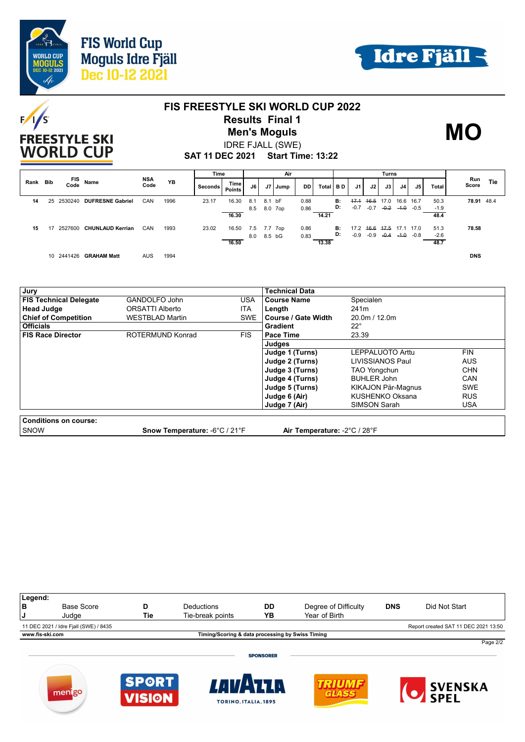# FIS FREESTYLE SKI WORLD CUP 2022

## Results Final 1

## Men's Moguls

**MO**

IDRE FJALL (SWE)

**SAT 11 DEC 2021 Start Time: 13:22**

| Rank | Bib | FIS Code | Name | NSA Code | YB | Time Seconds | Time Points | J6 | J7 | Jump | DD | Air Total | B D | J1 | J2 | J3 | J4 | J5 | Turns Total | Run Score | Tie |
|---|---|---|---|---|---|---|---|---|---|---|---|---|---|---|---|---|---|---|---|---|---|
| 14 | 25 | 2530240 | DUFRESNE Gabriel | CAN | 1996 | 23.17 | 16.30 | 8.1 | 8.1 | bF | 0.88 | | B: | ~~17.1~~ | ~~16.5~~ | 17.0 | 16.6 | 16.7 | 50.3 | 78.91 | 48.4 |
| | | | | | | | | 8.5 | 8.0 | 7op | 0.86 | | D: | -0.7 | -0.7 | ~~-0.2~~ | ~~-1.0~~ | -0.5 | -1.9 | | |
| | | | | | | | 16.30 | | | | | 14.21 | | | | | | | 48.4 | | |
| 15 | 17 | 2527600 | CHUNLAUD Kerrian | CAN | 1993 | 23.02 | 16.50 | 7.5 | 7.7 | 7op | 0.86 | | B: | 17.2 | ~~16.6~~ | ~~17.5~~ | 17.1 | 17.0 | 51.3 | 78.58 | |
| | | | | | | | | 8.0 | 8.5 | bG | 0.83 | | D: | -0.9 | -0.9 | ~~-0.4~~ | ~~-1.0~~ | -0.8 | -2.6 | | |
| | | | | | | | 16.50 | | | | | 13.38 | | | | | | | 48.7 | | |
| | 10 | 2441426 | GRAHAM Matt | AUS | 1994 | | | | | | | | | | | | | | | DNS | |

| Jury | | |
|---|---|---|
| **FIS Technical Delegate** | GANDOLFO John | USA |
| **Head Judge** | ORSATTI Alberto | ITA |
| **Chief of Competition** | WESTBLAD Martin | SWE |
| **Officials** | | |
| **FIS Race Director** | ROTERMUND Konrad | FIS |

| Technical Data | | |
|---|---|---|
| **Course Name** | Specialen | |
| **Length** | 241m | |
| **Course / Gate Width** | 20.0m / 12.0m | |
| **Gradient** | 22° | |
| **Pace Time** | 23.39 | |
| **Judges** | | |
| **Judge 1 (Turns)** | LEPPALUOTO Arttu | FIN |
| **Judge 2 (Turns)** | LIVISSIANOS Paul | AUS |
| **Judge 3 (Turns)** | TAO Yongchun | CHN |
| **Judge 4 (Turns)** | BUHLER John | CAN |
| **Judge 5 (Turns)** | KIKAJON Pär-Magnus | SWE |
| **Judge 6 (Air)** | KUSHENKO Oksana | RUS |
| **Judge 7 (Air)** | SIMSON Sarah | USA |

**Conditions on course:**
SNOW **Snow Temperature: -6°C / 21°F** **Air Temperature: -2°C / 28°F**

| Legend: | | | | | | | |
|---|---|---|---|---|---|---|---|
| **B** | Base Score | **D** | Deductions | **DD** | Degree of Difficulty | **DNS** | Did Not Start |
| **J** | Judge | **Tie** | Tie-break points | **YB** | Year of Birth | | |

11 DEC 2021 / Idre Fjall (SWE) / 8435 Report created SAT 11 DEC 2021 13:50

www.fis-ski.com Timing/Scoring & data processing by Swiss Timing